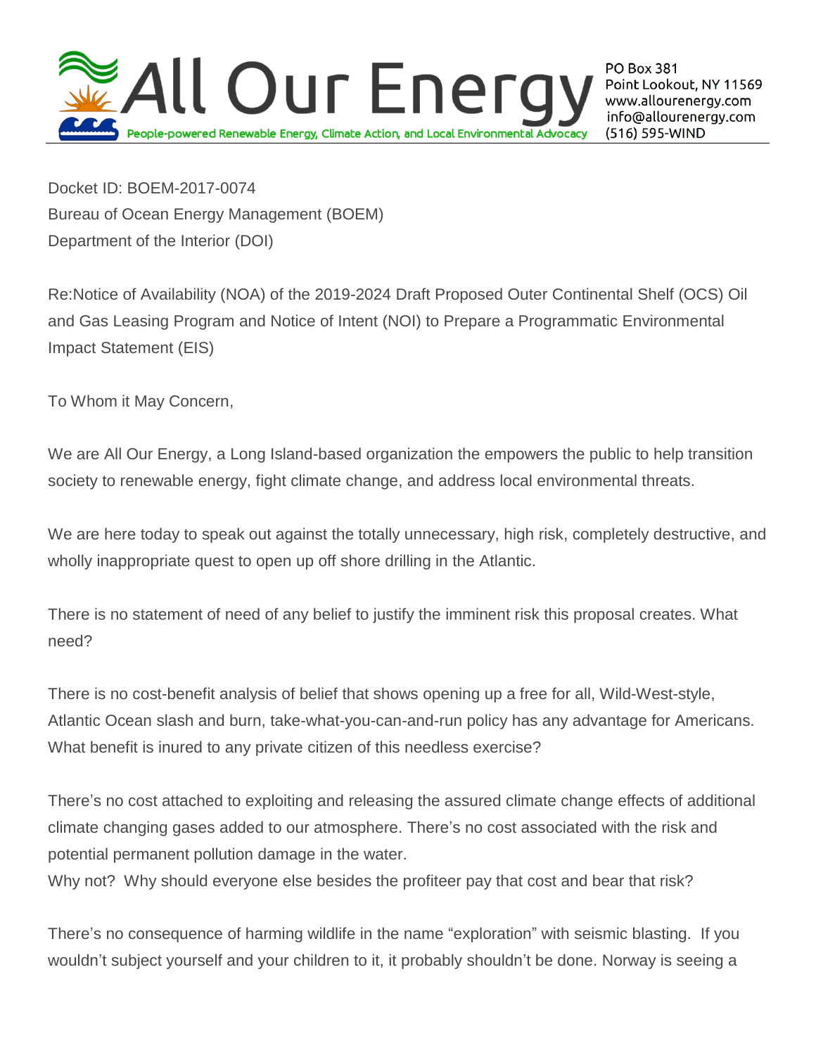# All Our Energy

People-powered Renewable Energy, Climate Action, and Local Environmental Advocacy

PO Box 381
Point Lookout, NY 11569
www.allourenergy.com
info@allourenergy.com
(516) 595-WIND

---

Docket ID: BOEM-2017-0074
Bureau of Ocean Energy Management (BOEM)
Department of the Interior (DOI)

Re:Notice of Availability (NOA) of the 2019-2024 Draft Proposed Outer Continental Shelf (OCS) Oil and Gas Leasing Program and Notice of Intent (NOI) to Prepare a Programmatic Environmental Impact Statement (EIS)

To Whom it May Concern,

We are All Our Energy, a Long Island-based organization the empowers the public to help transition society to renewable energy, fight climate change, and address local environmental threats.

We are here today to speak out against the totally unnecessary, high risk, completely destructive, and wholly inappropriate quest to open up off shore drilling in the Atlantic.

There is no statement of need of any belief to justify the imminent risk this proposal creates. What need?

There is no cost-benefit analysis of belief that shows opening up a free for all, Wild-West-style, Atlantic Ocean slash and burn, take-what-you-can-and-run policy has any advantage for Americans. What benefit is inured to any private citizen of this needless exercise?

There's no cost attached to exploiting and releasing the assured climate change effects of additional climate changing gases added to our atmosphere. There's no cost associated with the risk and potential permanent pollution damage in the water.
Why not? Why should everyone else besides the profiteer pay that cost and bear that risk?

There's no consequence of harming wildlife in the name "exploration" with seismic blasting. If you wouldn't subject yourself and your children to it, it probably shouldn't be done. Norway is seeing a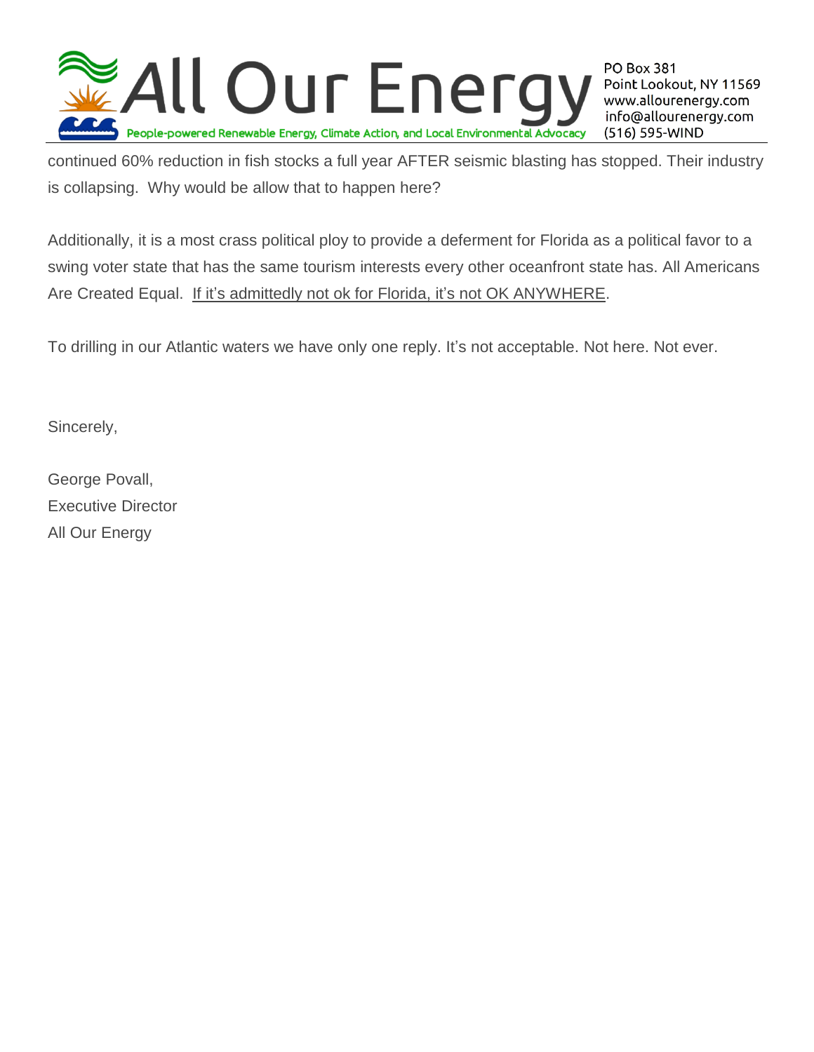continued 60% reduction in fish stocks a full year AFTER seismic blasting has stopped. Their industry is collapsing. Why would be allow that to happen here?

Additionally, it is a most crass political ploy to provide a deferment for Florida as a political favor to a swing voter state that has the same tourism interests every other oceanfront state has. All Americans Are Created Equal. <u>If it's admittedly not ok for Florida, it's not OK ANYWHERE</u>.

To drilling in our Atlantic waters we have only one reply. It's not acceptable. Not here. Not ever.

Sincerely,

George Povall,
Executive Director
All Our Energy